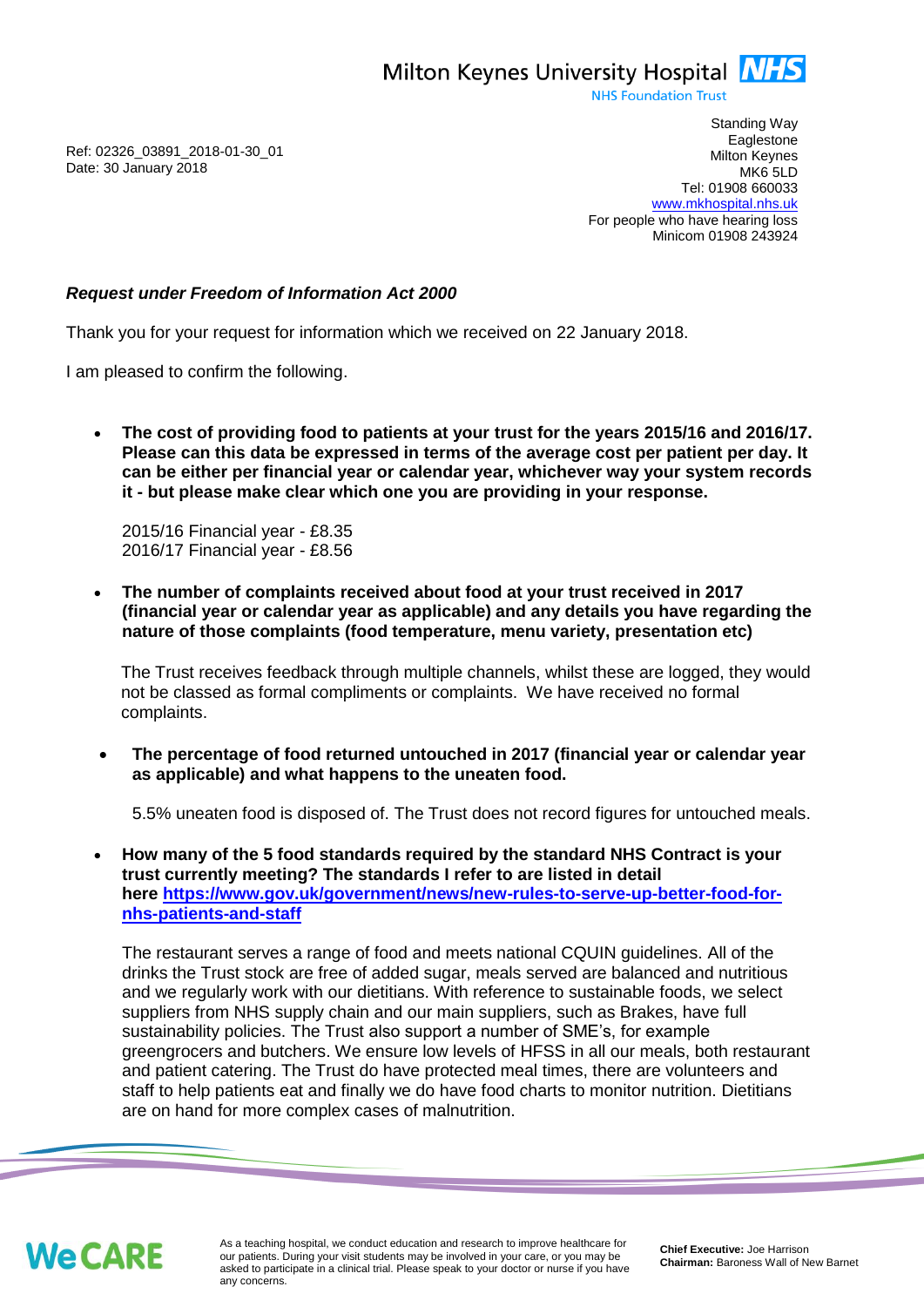Milton Keynes University Hospital NHS
NHS Foundation Trust

Standing Way
Eaglestone
Milton Keynes
MK6 5LD
Tel: 01908 660033
www.mkhospital.nhs.uk
For people who have hearing loss
Minicom 01908 243924

Ref: 02326_03891_2018-01-30_01
Date: 30 January 2018

***Request under Freedom of Information Act 2000***

Thank you for your request for information which we received on 22 January 2018.

I am pleased to confirm the following.

- **The cost of providing food to patients at your trust for the years 2015/16 and 2016/17. Please can this data be expressed in terms of the average cost per patient per day. It can be either per financial year or calendar year, whichever way your system records it - but please make clear which one you are providing in your response.**

  2015/16 Financial year - £8.35
  2016/17 Financial year - £8.56

- **The number of complaints received about food at your trust received in 2017 (financial year or calendar year as applicable) and any details you have regarding the nature of those complaints (food temperature, menu variety, presentation etc)**

  The Trust receives feedback through multiple channels, whilst these are logged, they would not be classed as formal compliments or complaints. We have received no formal complaints.

- **The percentage of food returned untouched in 2017 (financial year or calendar year as applicable) and what happens to the uneaten food.**

  5.5% uneaten food is disposed of. The Trust does not record figures for untouched meals.

- **How many of the 5 food standards required by the standard NHS Contract is your trust currently meeting? The standards I refer to are listed in detail here [https://www.gov.uk/government/news/new-rules-to-serve-up-better-food-for-nhs-patients-and-staff](https://www.gov.uk/government/news/new-rules-to-serve-up-better-food-for-nhs-patients-and-staff)**

  The restaurant serves a range of food and meets national CQUIN guidelines. All of the drinks the Trust stock are free of added sugar, meals served are balanced and nutritious and we regularly work with our dietitians. With reference to sustainable foods, we select suppliers from NHS supply chain and our main suppliers, such as Brakes, have full sustainability policies. The Trust also support a number of SME's, for example greengrocers and butchers. We ensure low levels of HFSS in all our meals, both restaurant and patient catering. The Trust do have protected meal times, there are volunteers and staff to help patients eat and finally we do have food charts to monitor nutrition. Dietitians are on hand for more complex cases of malnutrition.

We CARE

As a teaching hospital, we conduct education and research to improve healthcare for our patients. During your visit students may be involved in your care, or you may be asked to participate in a clinical trial. Please speak to your doctor or nurse if you have any concerns.

**Chief Executive:** Joe Harrison
**Chairman:** Baroness Wall of New Barnet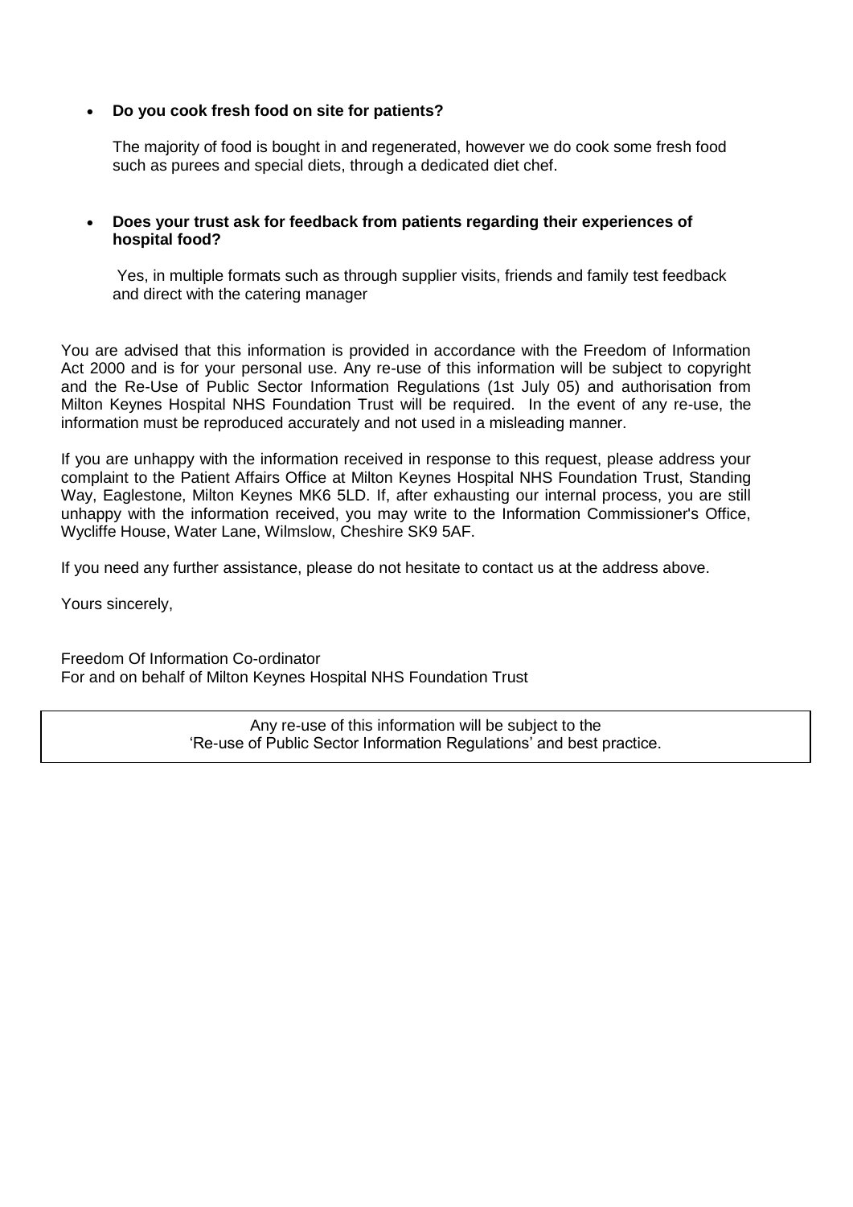- **Do you cook fresh food on site for patients?**

  The majority of food is bought in and regenerated, however we do cook some fresh food such as purees and special diets, through a dedicated diet chef.

- **Does your trust ask for feedback from patients regarding their experiences of hospital food?**

  Yes, in multiple formats such as through supplier visits, friends and family test feedback and direct with the catering manager

You are advised that this information is provided in accordance with the Freedom of Information Act 2000 and is for your personal use. Any re-use of this information will be subject to copyright and the Re-Use of Public Sector Information Regulations (1st July 05) and authorisation from Milton Keynes Hospital NHS Foundation Trust will be required. In the event of any re-use, the information must be reproduced accurately and not used in a misleading manner.

If you are unhappy with the information received in response to this request, please address your complaint to the Patient Affairs Office at Milton Keynes Hospital NHS Foundation Trust, Standing Way, Eaglestone, Milton Keynes MK6 5LD. If, after exhausting our internal process, you are still unhappy with the information received, you may write to the Information Commissioner's Office, Wycliffe House, Water Lane, Wilmslow, Cheshire SK9 5AF.

If you need any further assistance, please do not hesitate to contact us at the address above.

Yours sincerely,

Freedom Of Information Co-ordinator
For and on behalf of Milton Keynes Hospital NHS Foundation Trust

Any re-use of this information will be subject to the 'Re-use of Public Sector Information Regulations' and best practice.